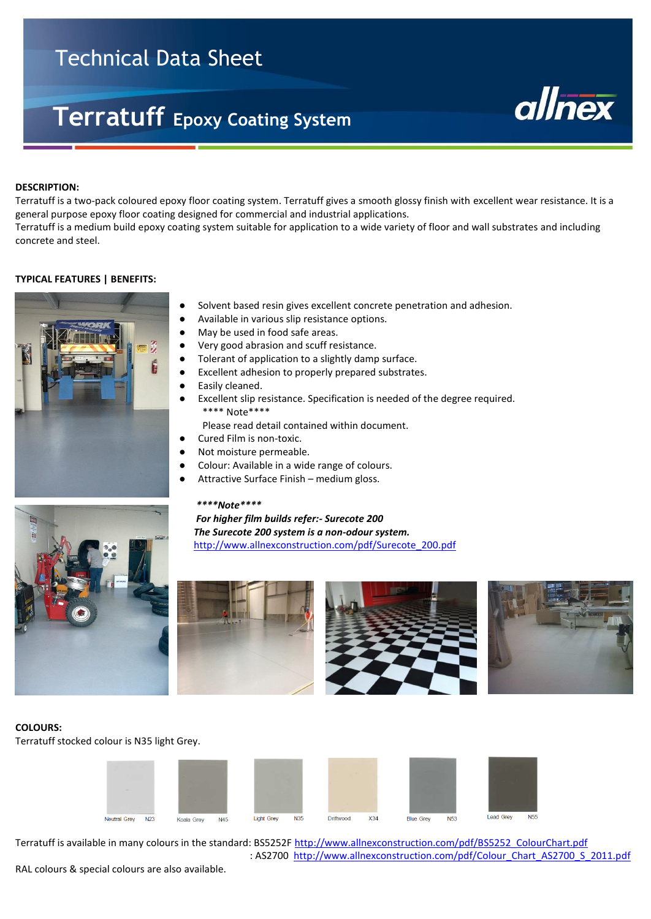# Technical Data Sheet

# Terratuff Epoxy Coating System

**DESCRIPTION:**

Terratuff is a two-pack coloured epoxy floor coating system. Terratuff gives a smooth glossy finish with excellent wear resistance. It is a general purpose epoxy floor coating designed for commercial and industrial applications.

Terratuff is a medium build epoxy coating system suitable for application to a wide variety of floor and wall substrates and including concrete and steel.

**TYPICAL FEATURES | BENEFITS:**

- Solvent based resin gives excellent concrete penetration and adhesion.
- Available in various slip resistance options.
- May be used in food safe areas.
- Very good abrasion and scuff resistance.
- Tolerant of application to a slightly damp surface.
- Excellent adhesion to properly prepared substrates.
- Easily cleaned.
- Excellent slip resistance. Specification is needed of the degree required.
  **** Note****
  Please read detail contained within document.
- Cured Film is non-toxic.
- Not moisture permeable.
- Colour: Available in a wide range of colours.
- Attractive Surface Finish – medium gloss.

***\*\*\*\*Note\*\*\*\****

***For higher film builds refer:- Surecote 200***

***The Surecote 200 system is a non-odour system.***

http://www.allnexconstruction.com/pdf/Surecote_200.pdf

**COLOURS:**

Terratuff stocked colour is N35 light Grey.

Neutral Grey N23 | Koala Grey N45 | Light Grey N35 | Driftwood X34 | Blue Grey N53 | Lead Grey N55

Terratuff is available in many colours in the standard: BS5252F http://www.allnexconstruction.com/pdf/BS5252_ColourChart.pdf
: AS2700 http://www.allnexconstruction.com/pdf/Colour_Chart_AS2700_S_2011.pdf

RAL colours & special colours are also available.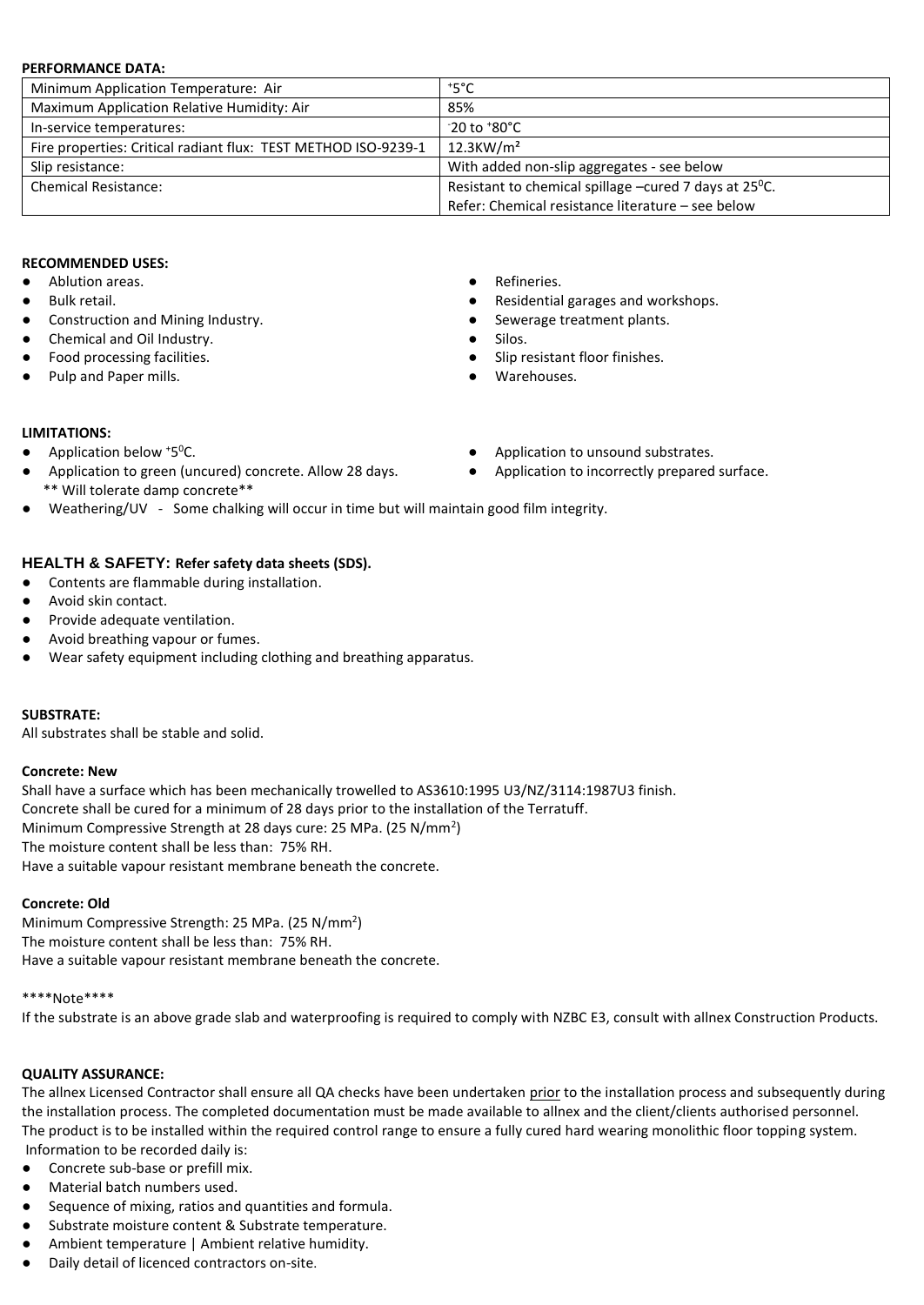**PERFORMANCE DATA:**

| | |
|---|---|
| Minimum Application Temperature: Air | $^{+}5$°C |
| Maximum Application Relative Humidity: Air | 85% |
| In-service temperatures: | $^{-}20$ to $^{+}80$°C |
| Fire properties: Critical radiant flux: TEST METHOD ISO-9239-1 | 12.3KW/m² |
| Slip resistance: | With added non-slip aggregates - see below |
| Chemical Resistance: | Resistant to chemical spillage –cured 7 days at $25^{0}$C.<br>Refer: Chemical resistance literature – see below |

**RECOMMENDED USES:**

- Ablution areas.
- Bulk retail.
- Construction and Mining Industry.
- Chemical and Oil Industry.
- Food processing facilities.
- Pulp and Paper mills.
- Refineries.
- Residential garages and workshops.
- Sewerage treatment plants.
- Silos.
- Slip resistant floor finishes.
- Warehouses.

**LIMITATIONS:**

- Application below $^{+}5^{0}$C.
- Application to green (uncured) concrete. Allow 28 days.
  ** Will tolerate damp concrete**
- Application to unsound substrates.
- Application to incorrectly prepared surface.
- Weathering/UV - Some chalking will occur in time but will maintain good film integrity.

**HEALTH & SAFETY: Refer safety data sheets (SDS).**

- Contents are flammable during installation.
- Avoid skin contact.
- Provide adequate ventilation.
- Avoid breathing vapour or fumes.
- Wear safety equipment including clothing and breathing apparatus.

**SUBSTRATE:**

All substrates shall be stable and solid.

**Concrete: New**

Shall have a surface which has been mechanically trowelled to AS3610:1995 U3/NZ/3114:1987U3 finish.
Concrete shall be cured for a minimum of 28 days prior to the installation of the Terratuff.
Minimum Compressive Strength at 28 days cure: 25 MPa. (25 N/mm²)
The moisture content shall be less than: 75% RH.
Have a suitable vapour resistant membrane beneath the concrete.

**Concrete: Old**

Minimum Compressive Strength: 25 MPa. (25 N/mm²)
The moisture content shall be less than: 75% RH.
Have a suitable vapour resistant membrane beneath the concrete.

****Note****

If the substrate is an above grade slab and waterproofing is required to comply with NZBC E3, consult with allnex Construction Products.

**QUALITY ASSURANCE:**

The allnex Licensed Contractor shall ensure all QA checks have been undertaken prior to the installation process and subsequently during the installation process. The completed documentation must be made available to allnex and the client/clients authorised personnel. The product is to be installed within the required control range to ensure a fully cured hard wearing monolithic floor topping system.
Information to be recorded daily is:

- Concrete sub-base or prefill mix.
- Material batch numbers used.
- Sequence of mixing, ratios and quantities and formula.
- Substrate moisture content & Substrate temperature.
- Ambient temperature | Ambient relative humidity.
- Daily detail of licenced contractors on-site.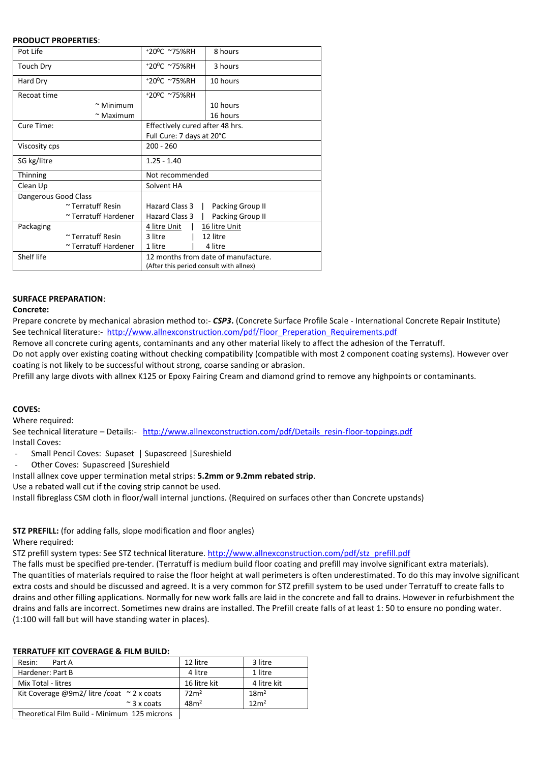**PRODUCT PROPERTIES**:

| | | |
|---|---|---|
| Pot Life | +20⁰C ~75%RH | 8 hours |
| Touch Dry | +20⁰C ~75%RH | 3 hours |
| Hard Dry | +20⁰C ~75%RH | 10 hours |
| Recoat time<br>~ Minimum<br>~ Maximum | +20⁰C ~75%RH | <br>10 hours<br>16 hours |
| Cure Time: | Effectively cured after 48 hrs.<br>Full Cure: 7 days at 20°C | |
| Viscosity cps | 200 - 260 | |
| SG kg/litre | 1.25 - 1.40 | |
| Thinning | Not recommended | |
| Clean Up | Solvent HA | |
| Dangerous Good Class<br>~ Terratuff Resin<br>~ Terratuff Hardener | <br>Hazard Class 3 \| Packing Group II<br>Hazard Class 3 \| Packing Group II | |
| Packaging<br>~ Terratuff Resin<br>~ Terratuff Hardener | 4 litre Unit \| 16 litre Unit<br>3 litre \| 12 litre<br>1 litre \| 4 litre | |
| Shelf life | 12 months from date of manufacture.<br>(After this period consult with allnex) | |

**SURFACE PREPARATION**:

**Concrete:**

Prepare concrete by mechanical abrasion method to:- ***CSP3***. (Concrete Surface Profile Scale - International Concrete Repair Institute)
See technical literature:- http://www.allnexconstruction.com/pdf/Floor_Preperation_Requirements.pdf
Remove all concrete curing agents, contaminants and any other material likely to affect the adhesion of the Terratuff.
Do not apply over existing coating without checking compatibility (compatible with most 2 component coating systems). However over coating is not likely to be successful without strong, coarse sanding or abrasion.
Prefill any large divots with allnex K125 or Epoxy Fairing Cream and diamond grind to remove any highpoints or contaminants.

**COVES:**

Where required:
See technical literature – Details:- http://www.allnexconstruction.com/pdf/Details_resin-floor-toppings.pdf
Install Coves:

- Small Pencil Coves: Supaset | Supascreed | Sureshield
- Other Coves: Supascreed | Sureshield

Install allnex cove upper termination metal strips: **5.2mm or 9.2mm rebated strip**.
Use a rebated wall cut if the coving strip cannot be used.
Install fibreglass CSM cloth in floor/wall internal junctions. (Required on surfaces other than Concrete upstands)

**STZ PREFILL:** (for adding falls, slope modification and floor angles)
Where required:
STZ prefill system types: See STZ technical literature. http://www.allnexconstruction.com/pdf/stz_prefill.pdf
The falls must be specified pre-tender. (Terratuff is medium build floor coating and prefill may involve significant extra materials).
The quantities of materials required to raise the floor height at wall perimeters is often underestimated. To do this may involve significant extra costs and should be discussed and agreed. It is a very common for STZ prefill system to be used under Terratuff to create falls to drains and other filling applications. Normally for new work falls are laid in the concrete and fall to drains. However in refurbishment the drains and falls are incorrect. Sometimes new drains are installed. The Prefill create falls of at least 1: 50 to ensure no ponding water. (1:100 will fall but will have standing water in places).

**TERRATUFF KIT COVERAGE & FILM BUILD:**

| | | |
|---|---|---|
| Resin: Part A | 12 litre | 3 litre |
| Hardener: Part B | 4 litre | 1 litre |
| Mix Total - litres | 16 litre kit | 4 litre kit |
| Kit Coverage @9m2/ litre /coat ~ 2 x coats<br>~ 3 x coats | 72m²<br>48m² | 18m²<br>12m² |
| Theoretical Film Build - Minimum 125 microns | | |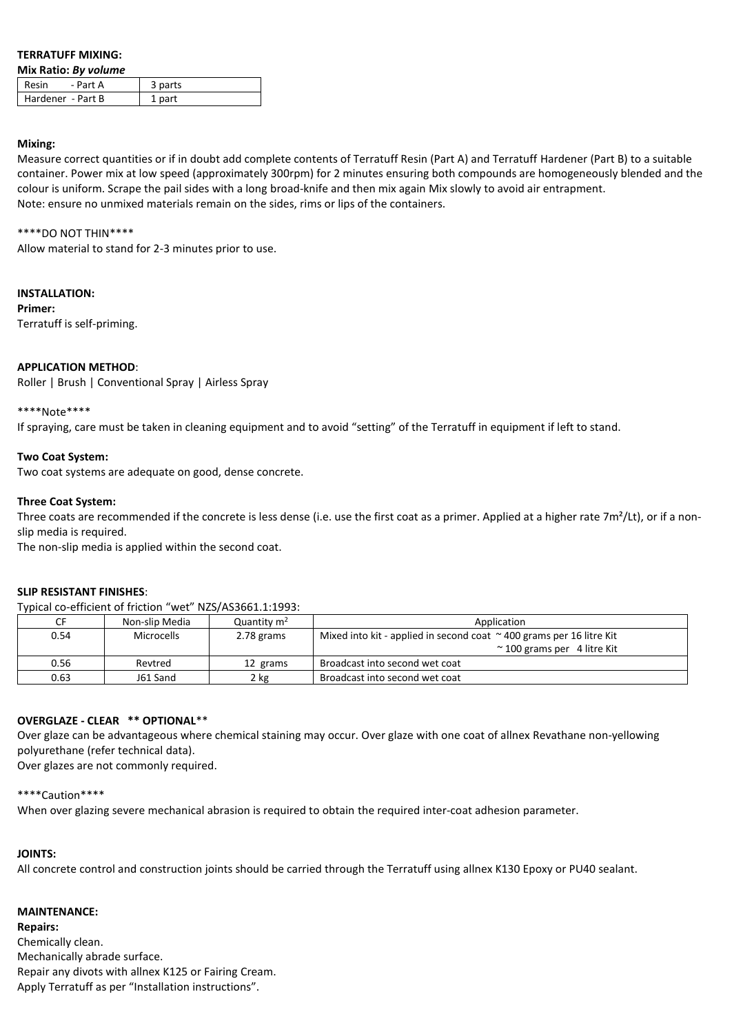**TERRATUFF MIXING:**

**Mix Ratio:** ***By volume***

| Resin - Part A | 3 parts |
|---|---|
| Hardener - Part B | 1 part |

**Mixing:**

Measure correct quantities or if in doubt add complete contents of Terratuff Resin (Part A) and Terratuff Hardener (Part B) to a suitable container. Power mix at low speed (approximately 300rpm) for 2 minutes ensuring both compounds are homogeneously blended and the colour is uniform. Scrape the pail sides with a long broad-knife and then mix again Mix slowly to avoid air entrapment.
Note: ensure no unmixed materials remain on the sides, rims or lips of the containers.

****DO NOT THIN****

Allow material to stand for 2-3 minutes prior to use.

**INSTALLATION:**

**Primer:**

Terratuff is self-priming.

**APPLICATION METHOD**:

Roller | Brush | Conventional Spray | Airless Spray

****Note****

If spraying, care must be taken in cleaning equipment and to avoid "setting" of the Terratuff in equipment if left to stand.

**Two Coat System:**

Two coat systems are adequate on good, dense concrete.

**Three Coat System:**

Three coats are recommended if the concrete is less dense (i.e. use the first coat as a primer. Applied at a higher rate 7m²/Lt), or if a non-slip media is required.
The non-slip media is applied within the second coat.

**SLIP RESISTANT FINISHES**:

Typical co-efficient of friction "wet" NZS/AS3661.1:1993:

| CF | Non-slip Media | Quantity m² | Application |
|---|---|---|---|
| 0.54 | Microcells | 2.78 grams | Mixed into kit - applied in second coat ~ 400 grams per 16 litre Kit ~ 100 grams per 4 litre Kit |
| 0.56 | Revtred | 12 grams | Broadcast into second wet coat |
| 0.63 | J61 Sand | 2 kg | Broadcast into second wet coat |

**OVERGLAZE - CLEAR \*\* OPTIONAL\*\***

Over glaze can be advantageous where chemical staining may occur. Over glaze with one coat of allnex Revathane non-yellowing polyurethane (refer technical data).
Over glazes are not commonly required.

****Caution****

When over glazing severe mechanical abrasion is required to obtain the required inter-coat adhesion parameter.

**JOINTS:**

All concrete control and construction joints should be carried through the Terratuff using allnex K130 Epoxy or PU40 sealant.

**MAINTENANCE:**

**Repairs:**

Chemically clean.
Mechanically abrade surface.
Repair any divots with allnex K125 or Fairing Cream.
Apply Terratuff as per "Installation instructions".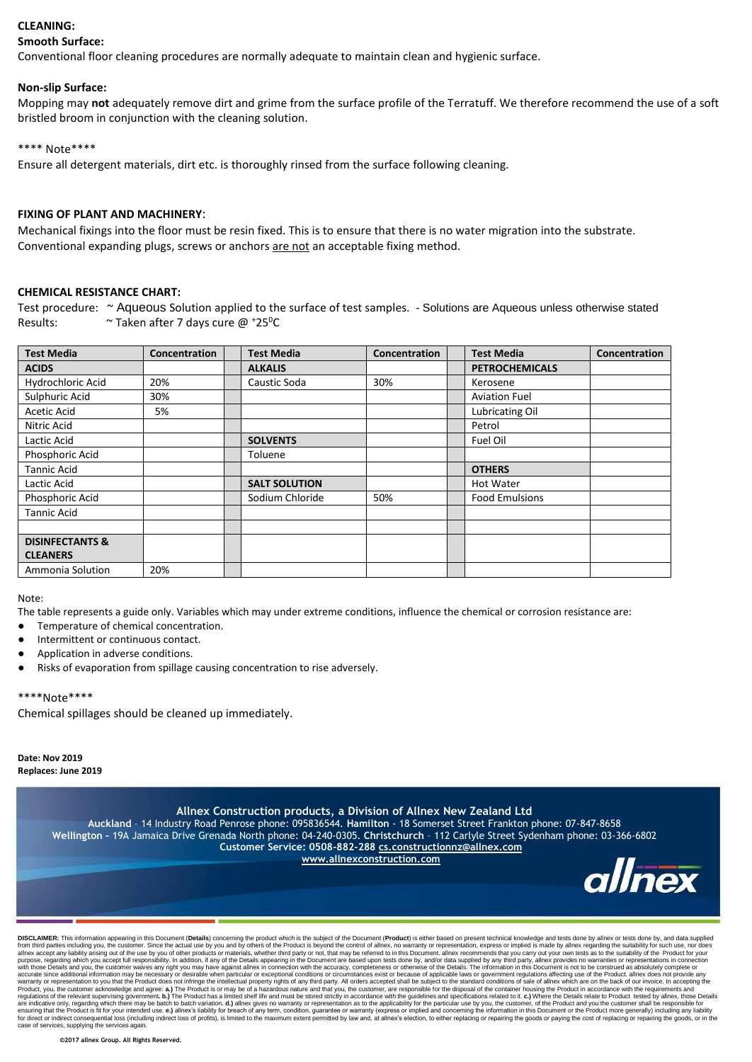**CLEANING:**

**Smooth Surface:**

Conventional floor cleaning procedures are normally adequate to maintain clean and hygienic surface.

**Non-slip Surface:**

Mopping may **not** adequately remove dirt and grime from the surface profile of the Terratuff. We therefore recommend the use of a soft bristled broom in conjunction with the cleaning solution.

**** Note****

Ensure all detergent materials, dirt etc. is thoroughly rinsed from the surface following cleaning.

**FIXING OF PLANT AND MACHINERY**:

Mechanical fixings into the floor must be resin fixed. This is to ensure that there is no water migration into the substrate. Conventional expanding plugs, screws or anchors are not an acceptable fixing method.

**CHEMICAL RESISTANCE CHART:**

Test procedure: ~ Aqueous Solution applied to the surface of test samples. - Solutions are Aqueous unless otherwise stated

Results: ~ Taken after 7 days cure @ $^{+}25^{0}C$

| Test Media | Concentration | | Test Media | Concentration | | Test Media | Concentration |
|---|---|---|---|---|---|---|---|
| **ACIDS** | | | **ALKALIS** | | | **PETROCHEMICALS** | |
| Hydrochloric Acid | 20% | | Caustic Soda | 30% | | Kerosene | |
| Sulphuric Acid | 30% | | | | | Aviation Fuel | |
| Acetic Acid | 5% | | | | | Lubricating Oil | |
| Nitric Acid | | | | | | Petrol | |
| Lactic Acid | | | **SOLVENTS** | | | Fuel Oil | |
| Phosphoric Acid | | | Toluene | | | | |
| Tannic Acid | | | | | | **OTHERS** | |
| Lactic Acid | | | **SALT SOLUTION** | | | Hot Water | |
| Phosphoric Acid | | | Sodium Chloride | 50% | | Food Emulsions | |
| Tannic Acid | | | | | | | |
| | | | | | | | |
| **DISINFECTANTS & CLEANERS** | | | | | | | |
| Ammonia Solution | 20% | | | | | | |

Note:

The table represents a guide only. Variables which may under extreme conditions, influence the chemical or corrosion resistance are:

- Temperature of chemical concentration.
- Intermittent or continuous contact.
- Application in adverse conditions.
- Risks of evaporation from spillage causing concentration to rise adversely.

****Note****

Chemical spillages should be cleaned up immediately.

**Date: Nov 2019**
**Replaces: June 2019**

**Allnex Construction products, a Division of Allnex New Zealand Ltd**

**Auckland** - 14 Industry Road Penrose phone: 095836544. **Hamilton** - 18 Somerset Street Frankton phone: 07-847-8658
**Wellington** - 19A Jamaica Drive Grenada North phone: 04-240-0305. **Christchurch** - 112 Carlyle Street Sydenham phone: 03-366-6802
**Customer Service: 0508-882-288** cs.constructionnz@allnex.com
www.allnexconstruction.com

allnex

**DISCLAIMER:** This information appearing in this Document (**Details**) concerning the product which is the subject of the Document (**Product**) is either based on present technical knowledge and tests done by allnex or tests done by, and data supplied from third parties including you, the customer. Since the actual use by you and by others of the Product is beyond the control of allnex, no warranty or representation, express or implied is made by allnex regarding the suitability for such use, nor does allnex accept any liability arising out of the use by you of other products or materials, whether third party or not, that may be referred to in this Document. allnex recommends that you carry out your own tests as to the suitability of the Product for your purpose, regarding which you accept full responsibility. In addition, if any of the Details appearing in the Document are based upon tests done by, and/or data supplied by any third party, allnex provides no warranties or representations in connection with those Details and you, the customer waives any right you may have against allnex in connection with the accuracy, completeness or otherwise of the Details. The information in this Document is not to be construed as absolutely complete or accurate since additional information may be necessary or desirable when particular or exceptional conditions or circumstances exist or because of applicable laws or government regulations affecting use of the Product. allnex does not provide any warranty or representation to you that the Product does not infringe the intellectual property rights of any third party. All orders accepted shall be subject to the standard conditions of sale of allnex which are on the back of our invoice. In accepting the Product, you, the customer acknowledge and agree: **a.)** The Product is or may be of a hazardous nature and that you, the customer, are responsible for the disposal of the container housing the Product in accordance with the requirements and regulations of the relevant supervising government. **b.)** The Product has a limited shelf life and must be stored strictly in accordance with the guidelines and specifications related to it. **c.)** Where the Details relate to Product tested by allnex, those Details are indicative only, regarding which there may be batch to batch variation. **d.)** allnex gives no warranty or representation as to the applicability for the particular use by you, the customer, of the Product and you the customer shall be responsible for ensuring that the Product is fit for your intended use. **e.)** allnex's liability for breach of any term, condition, guarantee or warranty (express or implied and concerning the information in this Document or the Product more generally) including any liability for direct or indirect consequential loss (including indirect loss of profits), is limited to the maximum extent permitted by law and, at allnex's election, to either replacing or repairing the goods or paying the cost of replacing or repairing the goods, or in the case of services, supplying the services again.

**©2017 allnex Group. All Rights Reserved.**